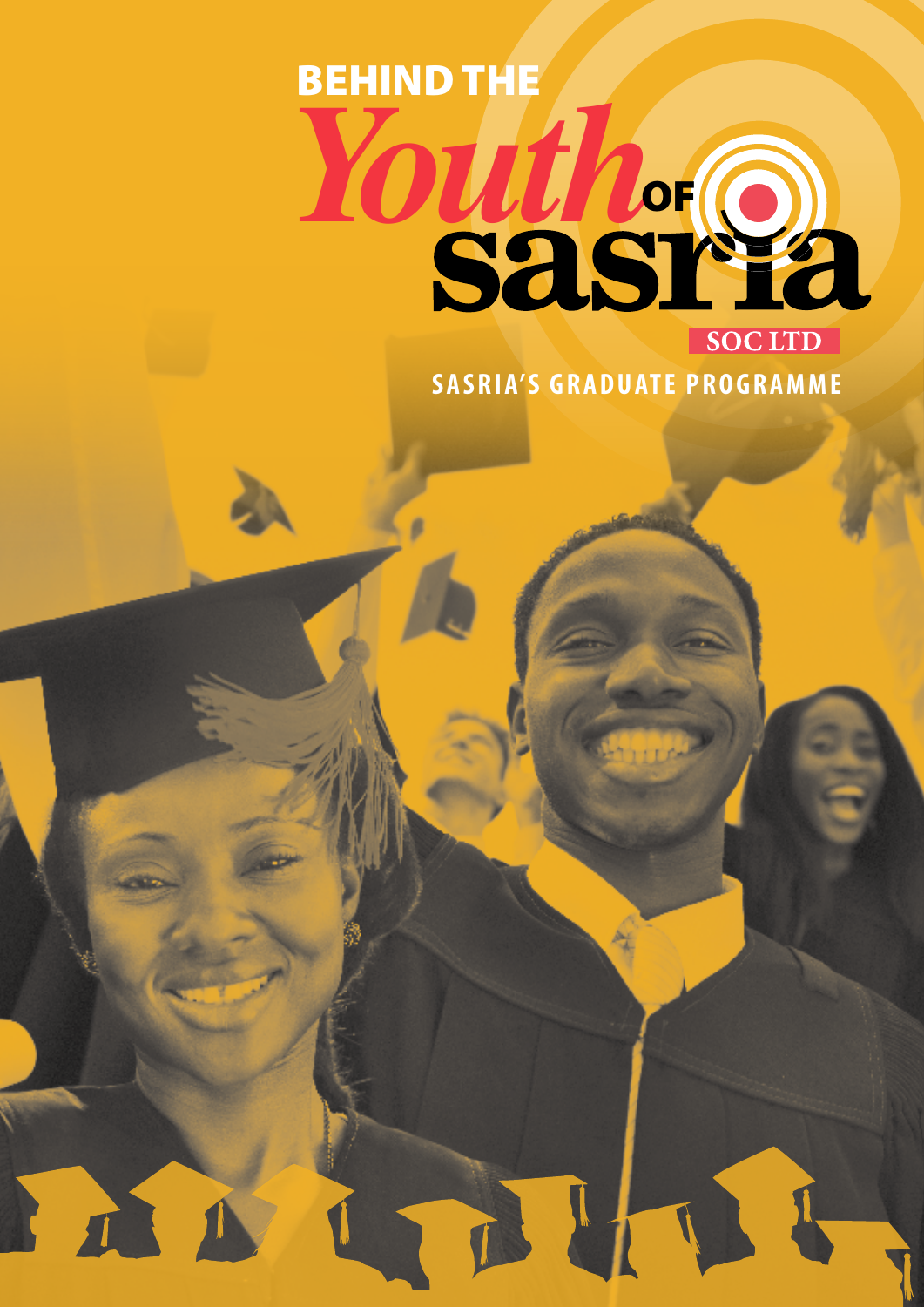# BEHIND THE *Youth* OF sasria

SOC LTD

## SASRIA'S GRADUATE PROGRAMME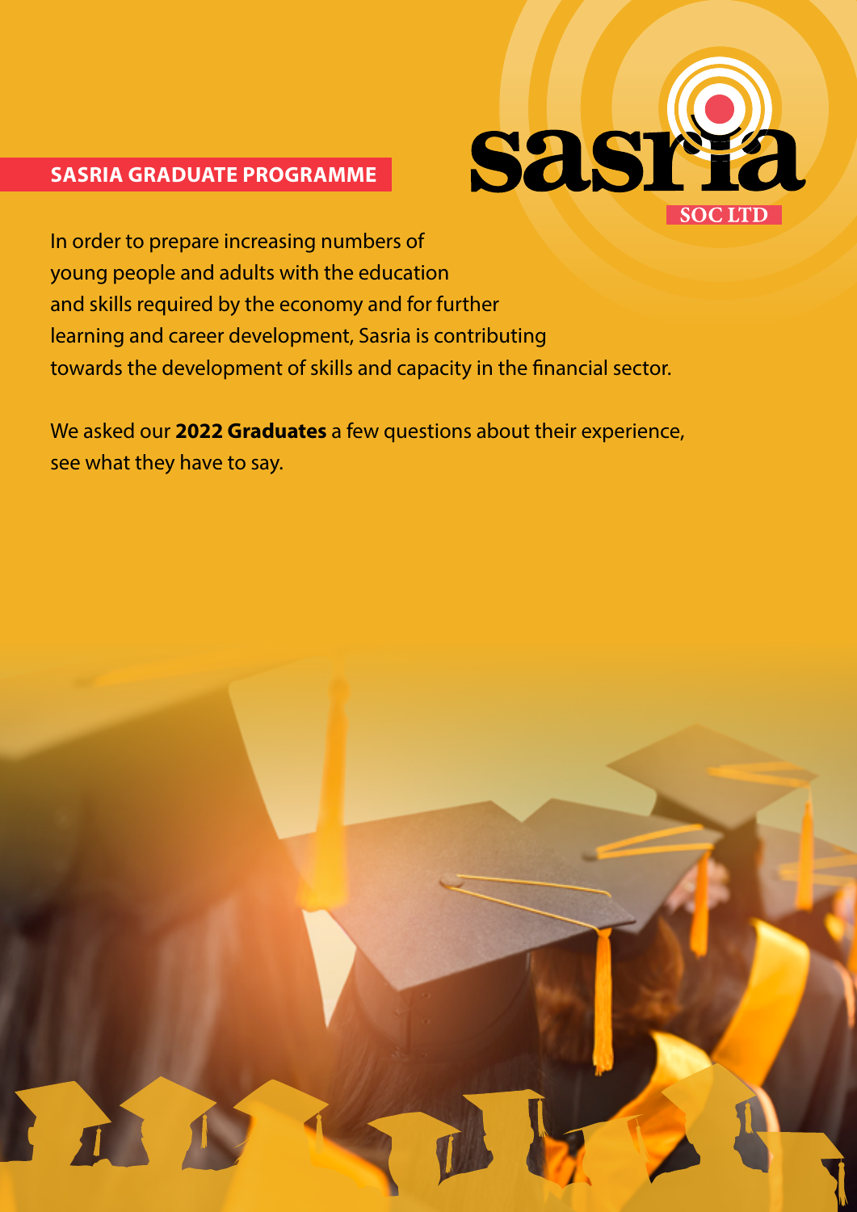# SASRIA GRADUATE PROGRAMME

sasria
SOC LTD

In order to prepare increasing numbers of young people and adults with the education and skills required by the economy and for further learning and career development, Sasria is contributing towards the development of skills and capacity in the financial sector.

We asked our **2022 Graduates** a few questions about their experience, see what they have to say.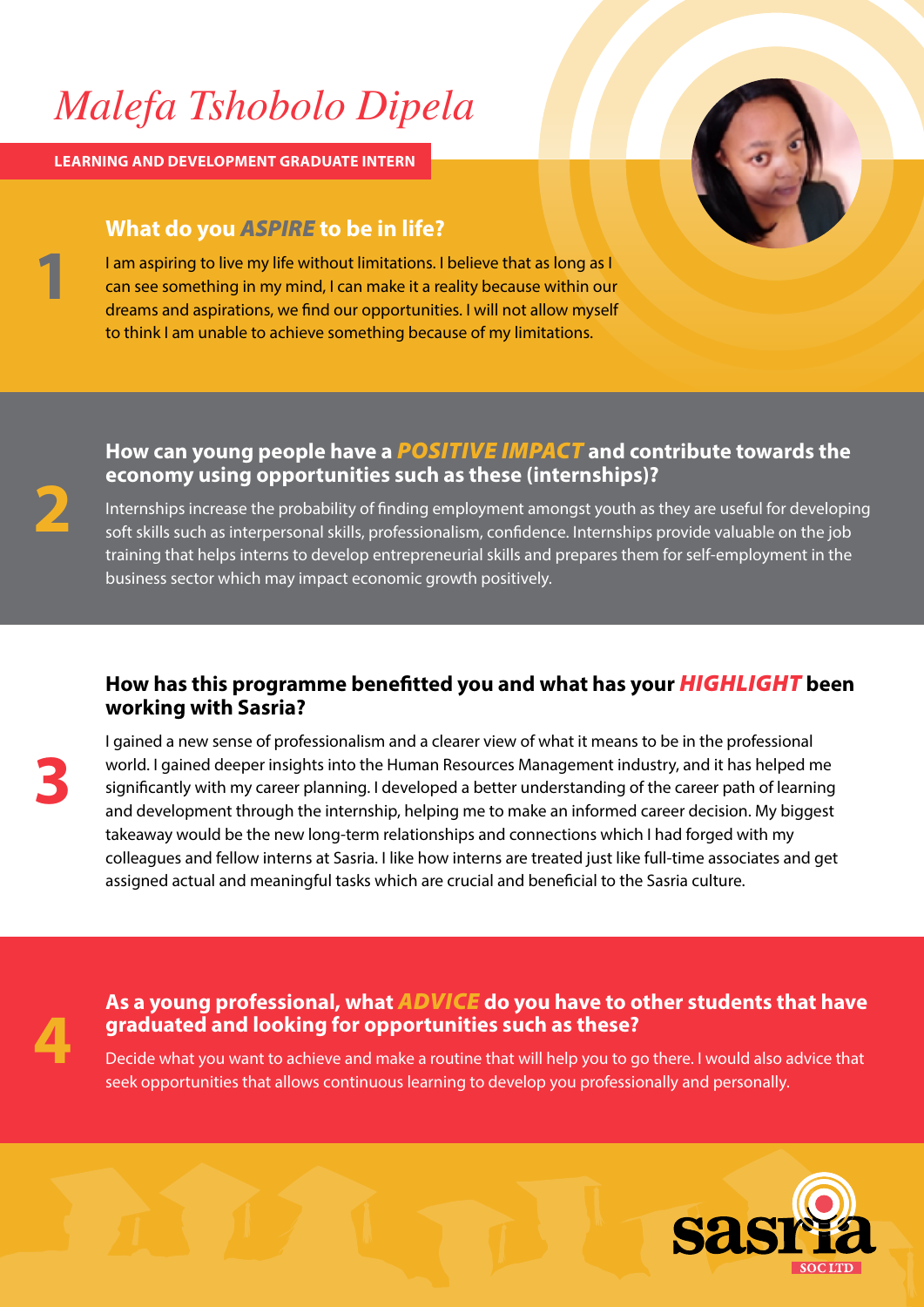# *Malefa Tshobolo Dipela*

**LEARNING AND DEVELOPMENT GRADUATE INTERN**

## 1 What do you *ASPIRE* to be in life?

I am aspiring to live my life without limitations. I believe that as long as I can see something in my mind, I can make it a reality because within our dreams and aspirations, we find our opportunities. I will not allow myself to think I am unable to achieve something because of my limitations.

## 2 How can young people have a *POSITIVE IMPACT* and contribute towards the economy using opportunities such as these (internships)?

Internships increase the probability of finding employment amongst youth as they are useful for developing soft skills such as interpersonal skills, professionalism, confidence. Internships provide valuable on the job training that helps interns to develop entrepreneurial skills and prepares them for self-employment in the business sector which may impact economic growth positively.

## 3 How has this programme benefitted you and what has your *HIGHLIGHT* been working with Sasria?

I gained a new sense of professionalism and a clearer view of what it means to be in the professional world. I gained deeper insights into the Human Resources Management industry, and it has helped me significantly with my career planning. I developed a better understanding of the career path of learning and development through the internship, helping me to make an informed career decision. My biggest takeaway would be the new long-term relationships and connections which I had forged with my colleagues and fellow interns at Sasria. I like how interns are treated just like full-time associates and get assigned actual and meaningful tasks which are crucial and beneficial to the Sasria culture.

## 4 As a young professional, what *ADVICE* do you have to other students that have graduated and looking for opportunities such as these?

Decide what you want to achieve and make a routine that will help you to go there. I would also advice that seek opportunities that allows continuous learning to develop you professionally and personally.

sasria SOC LTD